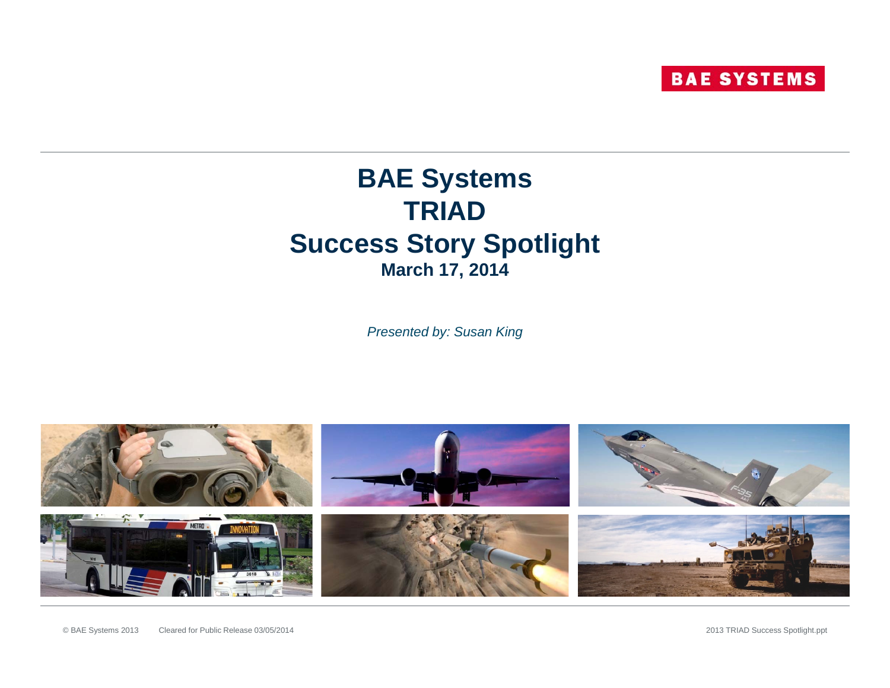BAE SYSTEMS

# BAE Systems
# TRIAD
# Success Story Spotlight

**March 17, 2014**

*Presented by: Susan King*

© BAE Systems 2013 Cleared for Public Release 03/05/2014

2013 TRIAD Success Spotlight.ppt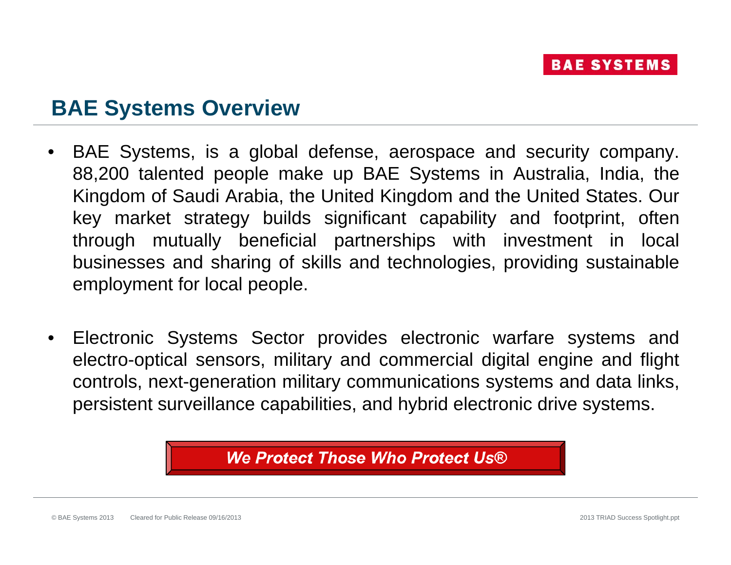# BAE Systems Overview

- BAE Systems, is a global defense, aerospace and security company. 88,200 talented people make up BAE Systems in Australia, India, the Kingdom of Saudi Arabia, the United Kingdom and the United States. Our key market strategy builds significant capability and footprint, often through mutually beneficial partnerships with investment in local businesses and sharing of skills and technologies, providing sustainable employment for local people.

- Electronic Systems Sector provides electronic warfare systems and electro-optical sensors, military and commercial digital engine and flight controls, next-generation military communications systems and data links, persistent surveillance capabilities, and hybrid electronic drive systems.

***We Protect Those Who Protect Us®***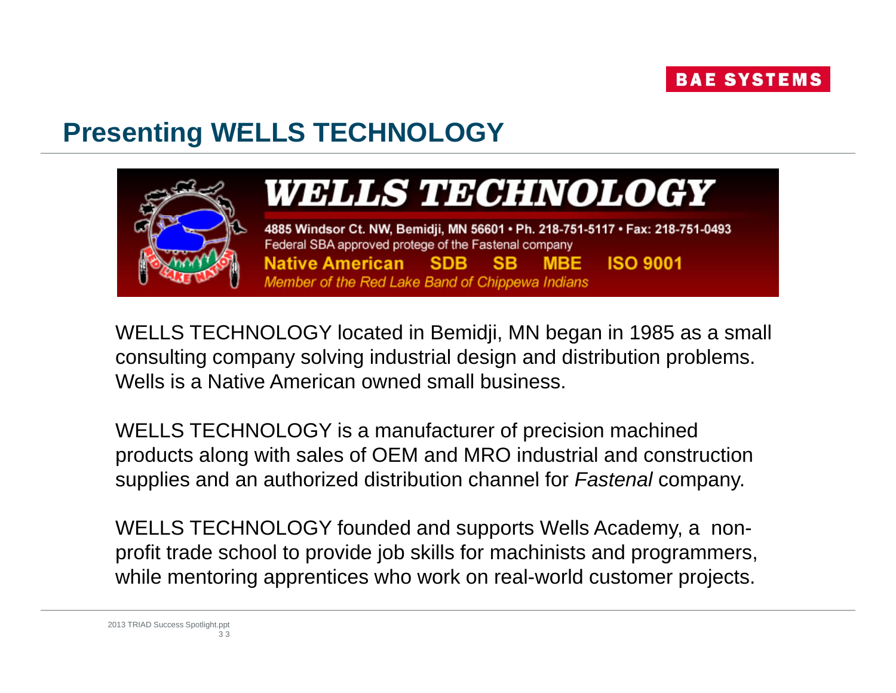# Presenting WELLS TECHNOLOGY

**WELLS TECHNOLOGY**

4885 Windsor Ct. NW, Bemidji, MN 56601 • Ph. 218-751-5117 • Fax: 218-751-0493

Federal SBA approved protege of the Fastenal company

**Native American SDB SB MBE ISO 9001**

*Member of the Red Lake Band of Chippewa Indians*

WELLS TECHNOLOGY located in Bemidji, MN began in 1985 as a small consulting company solving industrial design and distribution problems. Wells is a Native American owned small business.

WELLS TECHNOLOGY is a manufacturer of precision machined products along with sales of OEM and MRO industrial and construction supplies and an authorized distribution channel for *Fastenal* company.

WELLS TECHNOLOGY founded and supports Wells Academy, a non-profit trade school to provide job skills for machinists and programmers, while mentoring apprentices who work on real-world customer projects.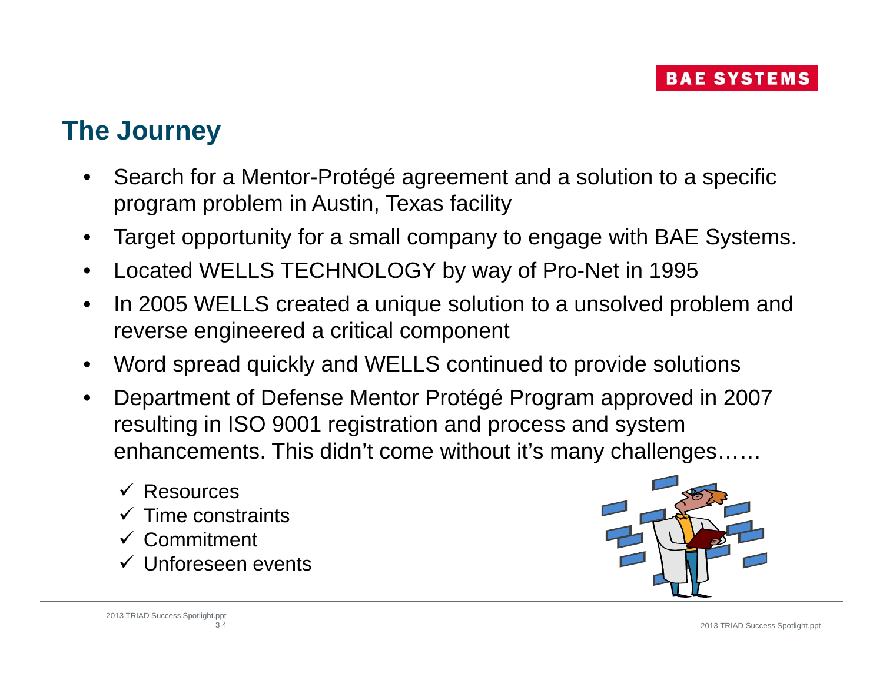## The Journey

- Search for a Mentor-Protégé agreement and a solution to a specific program problem in Austin, Texas facility
- Target opportunity for a small company to engage with BAE Systems.
- Located WELLS TECHNOLOGY by way of Pro-Net in 1995
- In 2005 WELLS created a unique solution to a unsolved problem and reverse engineered a critical component
- Word spread quickly and WELLS continued to provide solutions
- Department of Defense Mentor Protégé Program approved in 2007 resulting in ISO 9001 registration and process and system enhancements. This didn't come without it's many challenges……

  - ✓ Resources
  - ✓ Time constraints
  - ✓ Commitment
  - ✓ Unforeseen events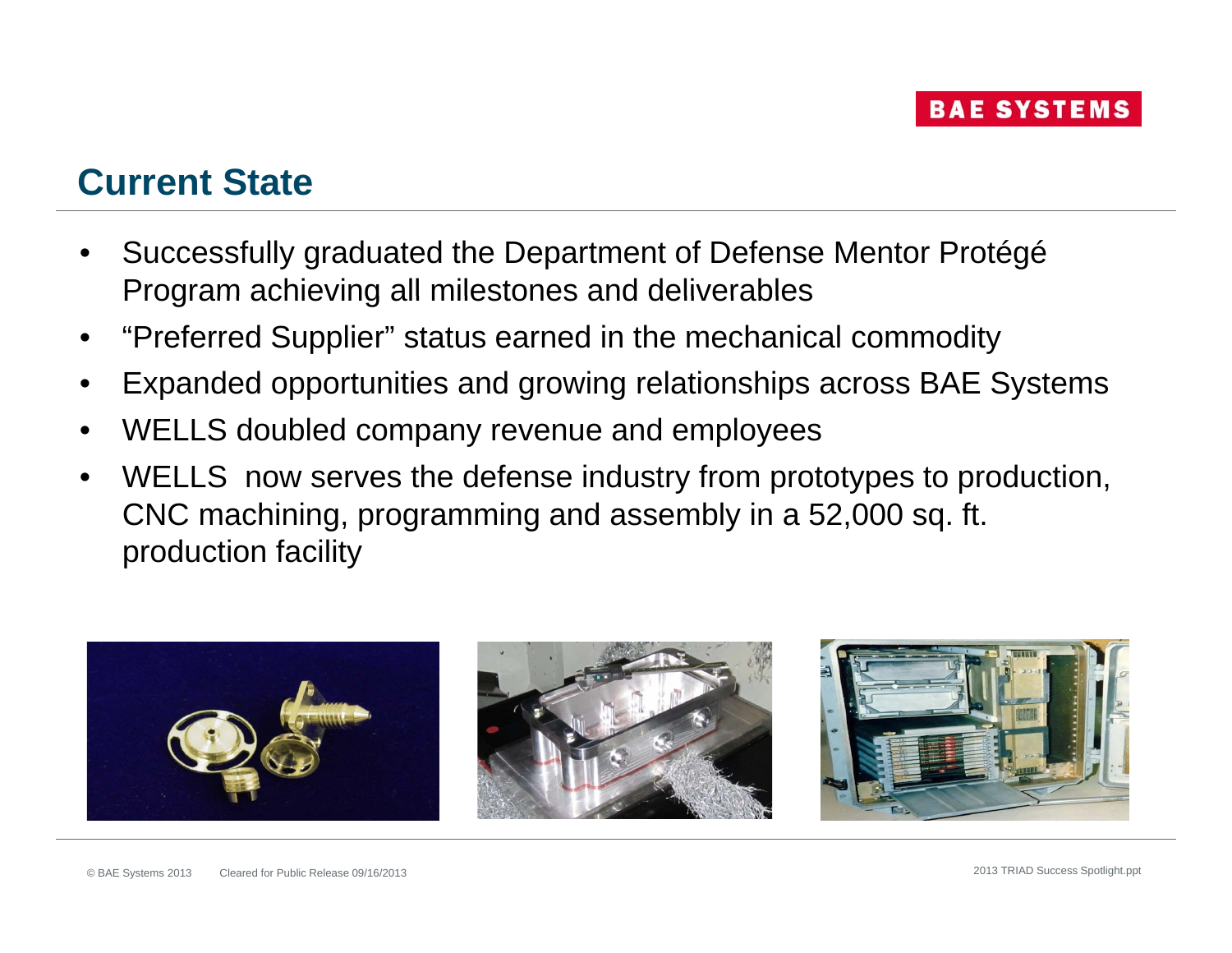## Current State

- Successfully graduated the Department of Defense Mentor Protégé Program achieving all milestones and deliverables
- "Preferred Supplier" status earned in the mechanical commodity
- Expanded opportunities and growing relationships across BAE Systems
- WELLS doubled company revenue and employees
- WELLS now serves the defense industry from prototypes to production, CNC machining, programming and assembly in a 52,000 sq. ft. production facility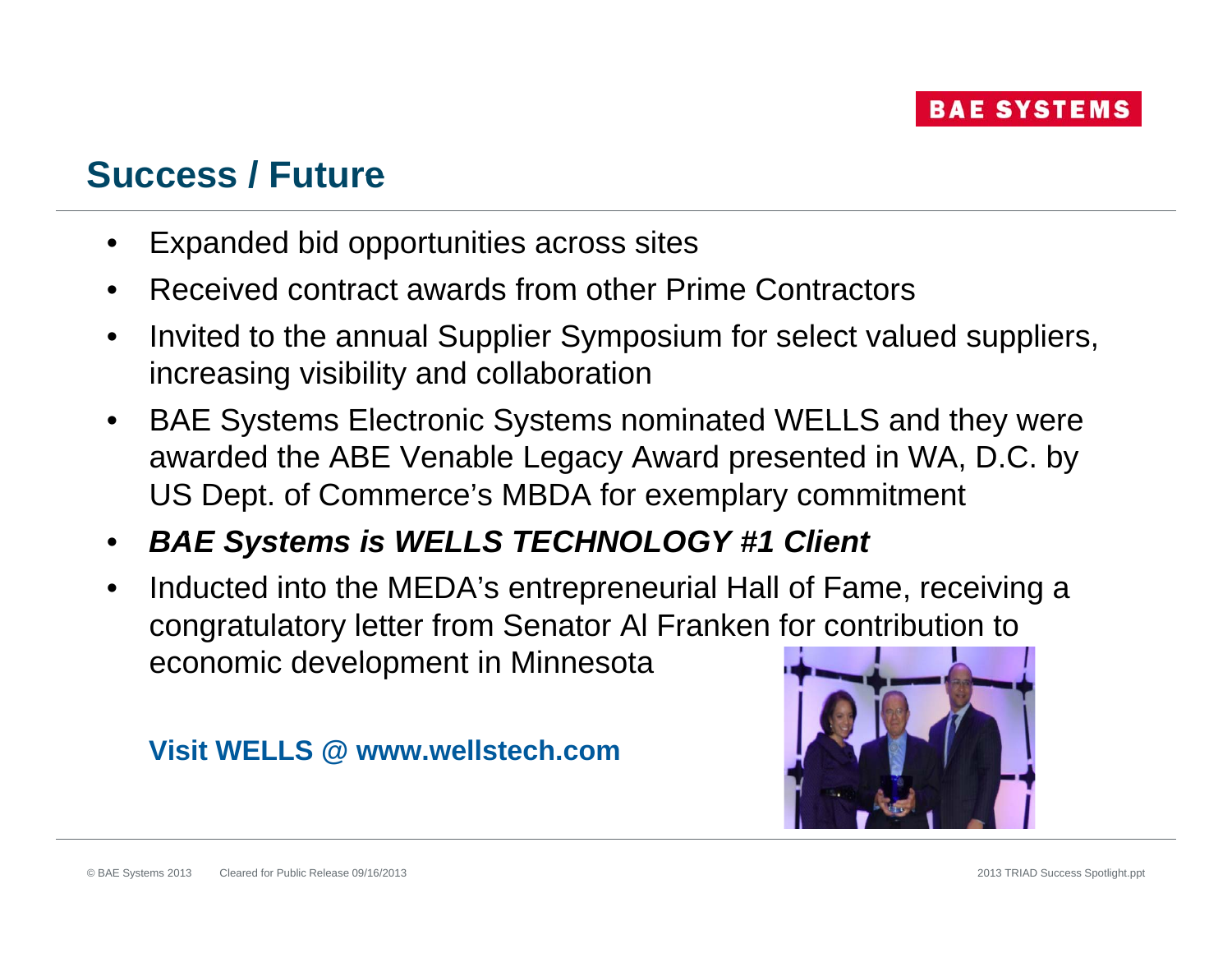## Success / Future

- Expanded bid opportunities across sites
- Received contract awards from other Prime Contractors
- Invited to the annual Supplier Symposium for select valued suppliers, increasing visibility and collaboration
- BAE Systems Electronic Systems nominated WELLS and they were awarded the ABE Venable Legacy Award presented in WA, D.C. by US Dept. of Commerce's MBDA for exemplary commitment
- ***BAE Systems is WELLS TECHNOLOGY #1 Client***
- Inducted into the MEDA's entrepreneurial Hall of Fame, receiving a congratulatory letter from Senator Al Franken for contribution to economic development in Minnesota

**Visit WELLS @ www.wellstech.com**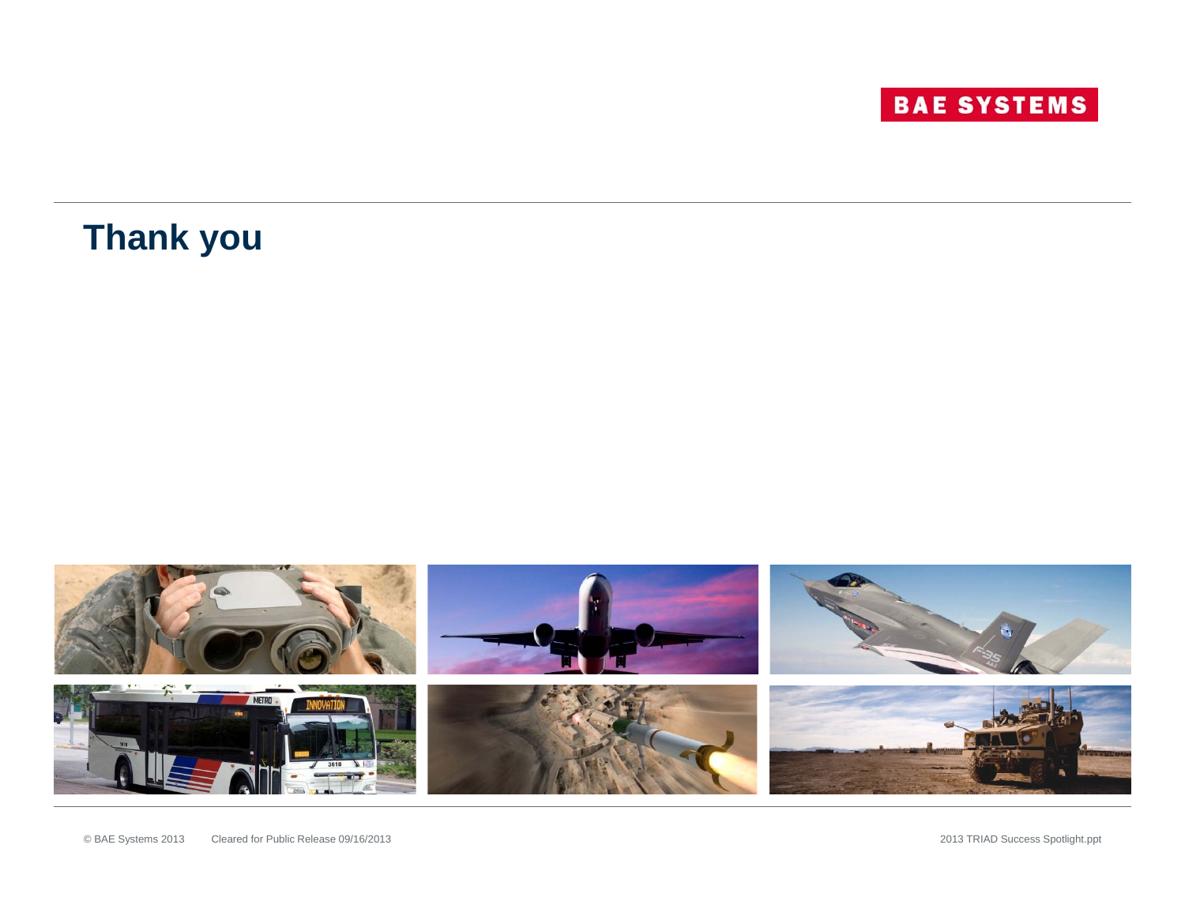# Thank you

© BAE Systems 2013 Cleared for Public Release 09/16/2013